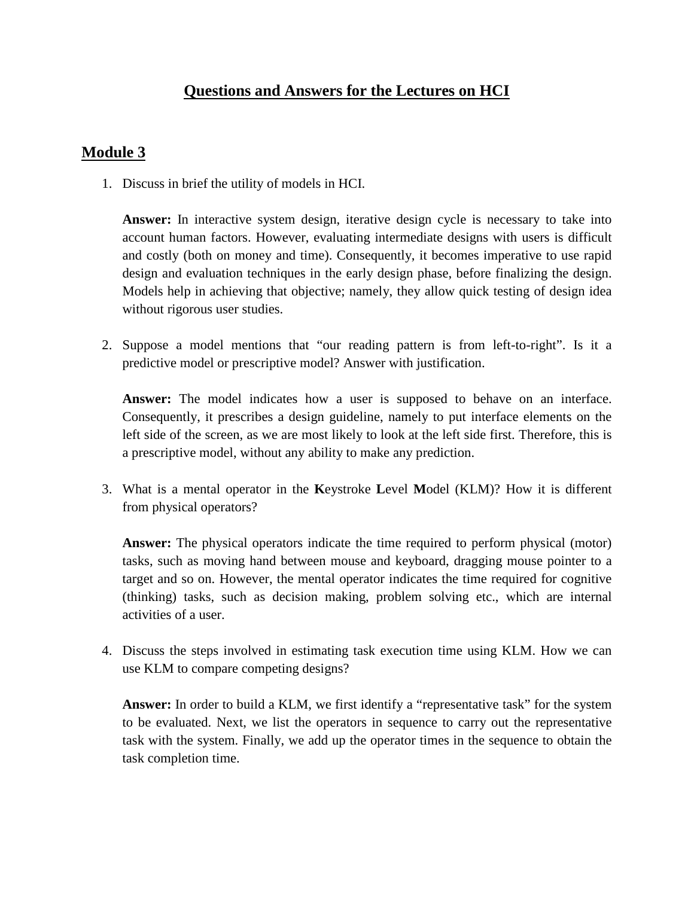# Questions and Answers for the Lectures on HCI

## Module 3

1. Discuss in brief the utility of models in HCI.

   **Answer:** In interactive system design, iterative design cycle is necessary to take into account human factors. However, evaluating intermediate designs with users is difficult and costly (both on money and time). Consequently, it becomes imperative to use rapid design and evaluation techniques in the early design phase, before finalizing the design. Models help in achieving that objective; namely, they allow quick testing of design idea without rigorous user studies.

2. Suppose a model mentions that "our reading pattern is from left-to-right". Is it a predictive model or prescriptive model? Answer with justification.

   **Answer:** The model indicates how a user is supposed to behave on an interface. Consequently, it prescribes a design guideline, namely to put interface elements on the left side of the screen, as we are most likely to look at the left side first. Therefore, this is a prescriptive model, without any ability to make any prediction.

3. What is a mental operator in the **K**eystroke **L**evel **M**odel (KLM)? How it is different from physical operators?

   **Answer:** The physical operators indicate the time required to perform physical (motor) tasks, such as moving hand between mouse and keyboard, dragging mouse pointer to a target and so on. However, the mental operator indicates the time required for cognitive (thinking) tasks, such as decision making, problem solving etc., which are internal activities of a user.

4. Discuss the steps involved in estimating task execution time using KLM. How we can use KLM to compare competing designs?

   **Answer:** In order to build a KLM, we first identify a "representative task" for the system to be evaluated. Next, we list the operators in sequence to carry out the representative task with the system. Finally, we add up the operator times in the sequence to obtain the task completion time.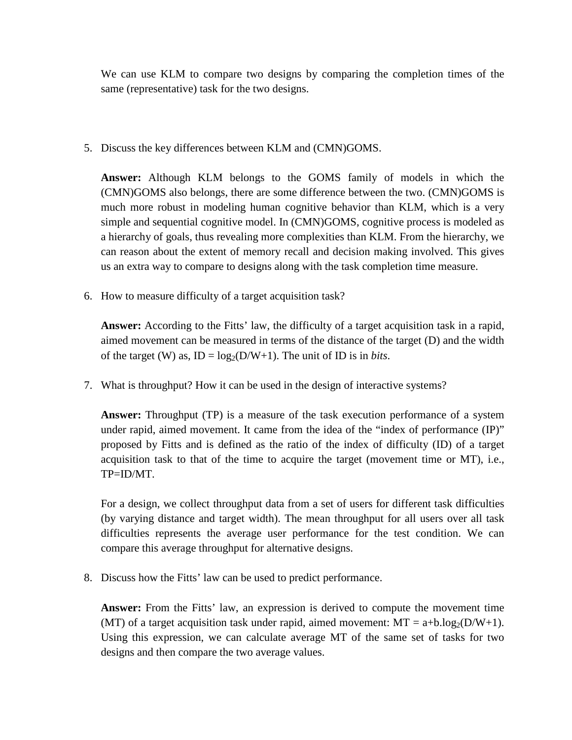We can use KLM to compare two designs by comparing the completion times of the same (representative) task for the two designs.

5. Discuss the key differences between KLM and (CMN)GOMS.

   **Answer:** Although KLM belongs to the GOMS family of models in which the (CMN)GOMS also belongs, there are some difference between the two. (CMN)GOMS is much more robust in modeling human cognitive behavior than KLM, which is a very simple and sequential cognitive model. In (CMN)GOMS, cognitive process is modeled as a hierarchy of goals, thus revealing more complexities than KLM. From the hierarchy, we can reason about the extent of memory recall and decision making involved. This gives us an extra way to compare to designs along with the task completion time measure.

6. How to measure difficulty of a target acquisition task?

   **Answer:** According to the Fitts' law, the difficulty of a target acquisition task in a rapid, aimed movement can be measured in terms of the distance of the target (D) and the width of the target (W) as, $ID = \log_2(D/W+1)$. The unit of ID is in *bits*.

7. What is throughput? How it can be used in the design of interactive systems?

   **Answer:** Throughput (TP) is a measure of the task execution performance of a system under rapid, aimed movement. It came from the idea of the "index of performance (IP)" proposed by Fitts and is defined as the ratio of the index of difficulty (ID) of a target acquisition task to that of the time to acquire the target (movement time or MT), i.e., $TP=ID/MT$.

   For a design, we collect throughput data from a set of users for different task difficulties (by varying distance and target width). The mean throughput for all users over all task difficulties represents the average user performance for the test condition. We can compare this average throughput for alternative designs.

8. Discuss how the Fitts' law can be used to predict performance.

   **Answer:** From the Fitts' law, an expression is derived to compute the movement time (MT) of a target acquisition task under rapid, aimed movement: $MT = a+b.\log_2(D/W+1)$. Using this expression, we can calculate average MT of the same set of tasks for two designs and then compare the two average values.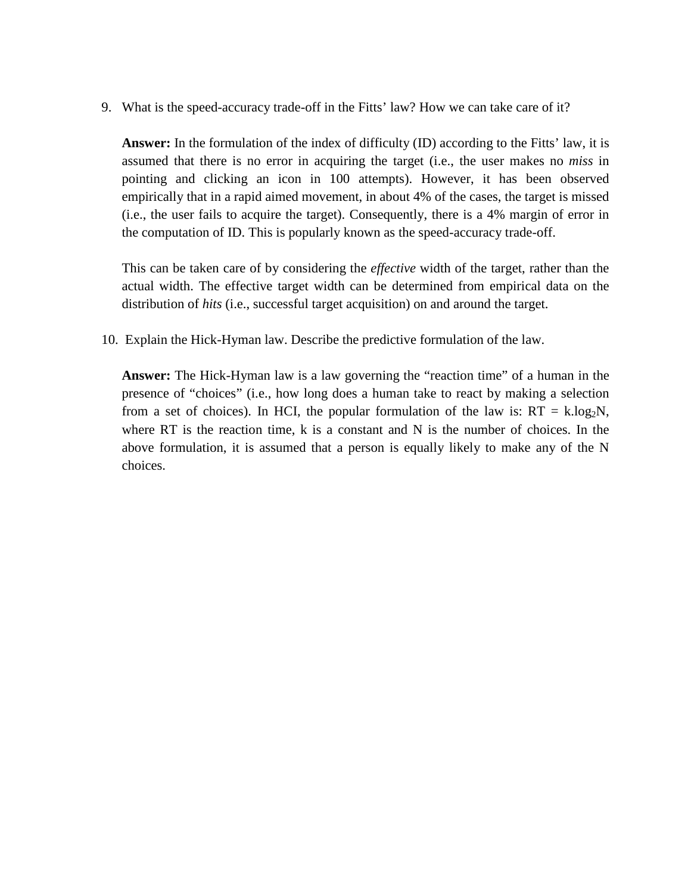9. What is the speed-accuracy trade-off in the Fitts' law? How we can take care of it?

   **Answer:** In the formulation of the index of difficulty (ID) according to the Fitts' law, it is assumed that there is no error in acquiring the target (i.e., the user makes no *miss* in pointing and clicking an icon in 100 attempts). However, it has been observed empirically that in a rapid aimed movement, in about 4% of the cases, the target is missed (i.e., the user fails to acquire the target). Consequently, there is a 4% margin of error in the computation of ID. This is popularly known as the speed-accuracy trade-off.

   This can be taken care of by considering the *effective* width of the target, rather than the actual width. The effective target width can be determined from empirical data on the distribution of *hits* (i.e., successful target acquisition) on and around the target.

10. Explain the Hick-Hyman law. Describe the predictive formulation of the law.

    **Answer:** The Hick-Hyman law is a law governing the "reaction time" of a human in the presence of "choices" (i.e., how long does a human take to react by making a selection from a set of choices). In HCI, the popular formulation of the law is: $RT = k.\log_2 N$, where RT is the reaction time, k is a constant and N is the number of choices. In the above formulation, it is assumed that a person is equally likely to make any of the N choices.